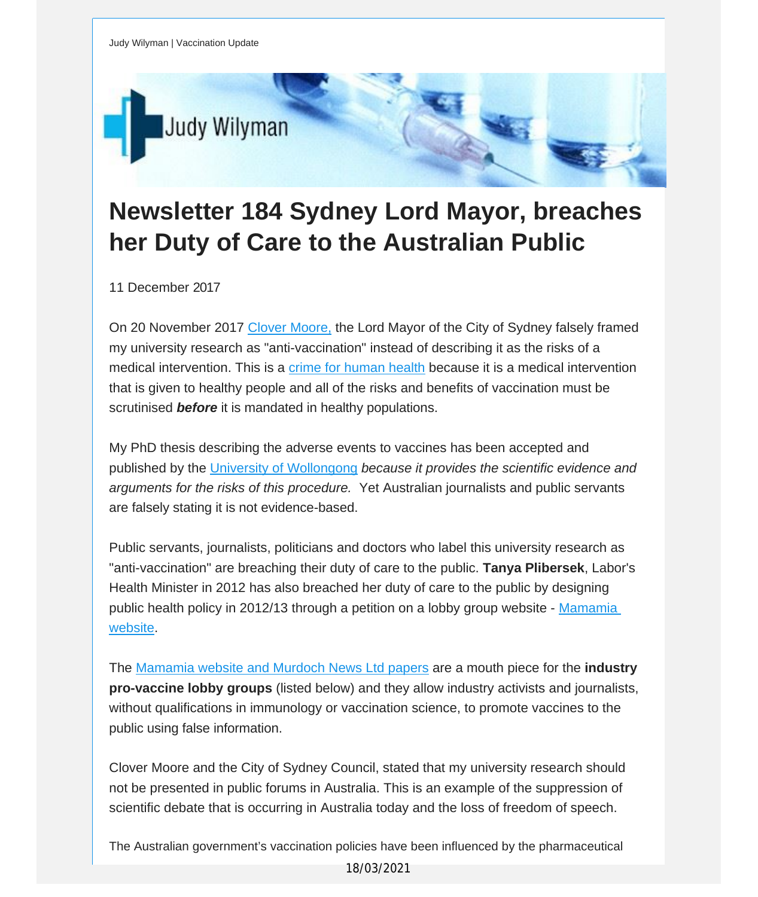Judy Wilyman | Vaccination Update

# Newsletter 184 Sydney Lord Mayor, breaches her Duty of Care to the Australian Public

11 December 2017

On 20 November 2017 Clover Moore, the Lord Mayor of the City of Sydney falsely framed my university research as "anti-vaccination" instead of describing it as the risks of a medical intervention. This is a crime for human health because it is a medical intervention that is given to healthy people and all of the risks and benefits of vaccination must be scrutinised ***before*** it is mandated in healthy populations.

My PhD thesis describing the adverse events to vaccines has been accepted and published by the University of Wollongong *because it provides the scientific evidence and arguments for the risks of this procedure.* Yet Australian journalists and public servants are falsely stating it is not evidence-based.

Public servants, journalists, politicians and doctors who label this university research as "anti-vaccination" are breaching their duty of care to the public. **Tanya Plibersek**, Labor's Health Minister in 2012 has also breached her duty of care to the public by designing public health policy in 2012/13 through a petition on a lobby group website - Mamamia website.

The Mamamia website and Murdoch News Ltd papers are a mouth piece for the **industry pro-vaccine lobby groups** (listed below) and they allow industry activists and journalists, without qualifications in immunology or vaccination science, to promote vaccines to the public using false information.

Clover Moore and the City of Sydney Council, stated that my university research should not be presented in public forums in Australia. This is an example of the suppression of scientific debate that is occurring in Australia today and the loss of freedom of speech.

The Australian government's vaccination policies have been influenced by the pharmaceutical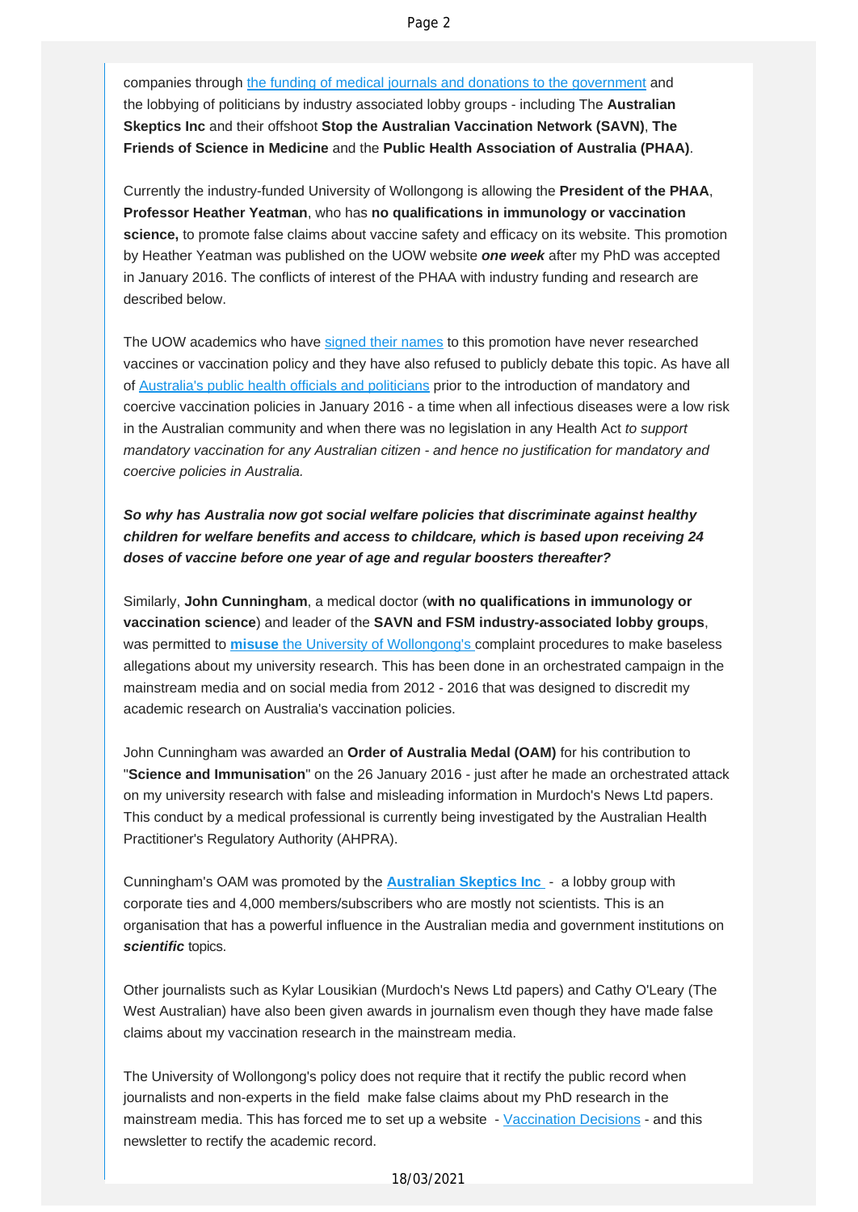companies through the funding of medical journals and donations to the government and the lobbying of politicians by industry associated lobby groups - including The **Australian Skeptics Inc** and their offshoot **Stop the Australian Vaccination Network (SAVN)**, **The Friends of Science in Medicine** and the **Public Health Association of Australia (PHAA)**.

Currently the industry-funded University of Wollongong is allowing the **President of the PHAA**, **Professor Heather Yeatman**, who has **no qualifications in immunology or vaccination science,** to promote false claims about vaccine safety and efficacy on its website. This promotion by Heather Yeatman was published on the UOW website ***one week*** after my PhD was accepted in January 2016. The conflicts of interest of the PHAA with industry funding and research are described below.

The UOW academics who have signed their names to this promotion have never researched vaccines or vaccination policy and they have also refused to publicly debate this topic. As have all of Australia's public health officials and politicians prior to the introduction of mandatory and coercive vaccination policies in January 2016 - a time when all infectious diseases were a low risk in the Australian community and when there was no legislation in any Health Act *to support mandatory vaccination for any Australian citizen - and hence no justification for mandatory and coercive policies in Australia.*

***So why has Australia now got social welfare policies that discriminate against healthy children for welfare benefits and access to childcare, which is based upon receiving 24 doses of vaccine before one year of age and regular boosters thereafter?***

Similarly, **John Cunningham**, a medical doctor (**with no qualifications in immunology or vaccination science**) and leader of the **SAVN and FSM industry-associated lobby groups**, was permitted to **misuse** the University of Wollongong's complaint procedures to make baseless allegations about my university research. This has been done in an orchestrated campaign in the mainstream media and on social media from 2012 - 2016 that was designed to discredit my academic research on Australia's vaccination policies.

John Cunningham was awarded an **Order of Australia Medal (OAM)** for his contribution to "**Science and Immunisation**" on the 26 January 2016 - just after he made an orchestrated attack on my university research with false and misleading information in Murdoch's News Ltd papers. This conduct by a medical professional is currently being investigated by the Australian Health Practitioner's Regulatory Authority (AHPRA).

Cunningham's OAM was promoted by the **Australian Skeptics Inc** - a lobby group with corporate ties and 4,000 members/subscribers who are mostly not scientists. This is an organisation that has a powerful influence in the Australian media and government institutions on ***scientific*** topics.

Other journalists such as Kylar Lousikian (Murdoch's News Ltd papers) and Cathy O'Leary (The West Australian) have also been given awards in journalism even though they have made false claims about my vaccination research in the mainstream media.

The University of Wollongong's policy does not require that it rectify the public record when journalists and non-experts in the field make false claims about my PhD research in the mainstream media. This has forced me to set up a website - Vaccination Decisions - and this newsletter to rectify the academic record.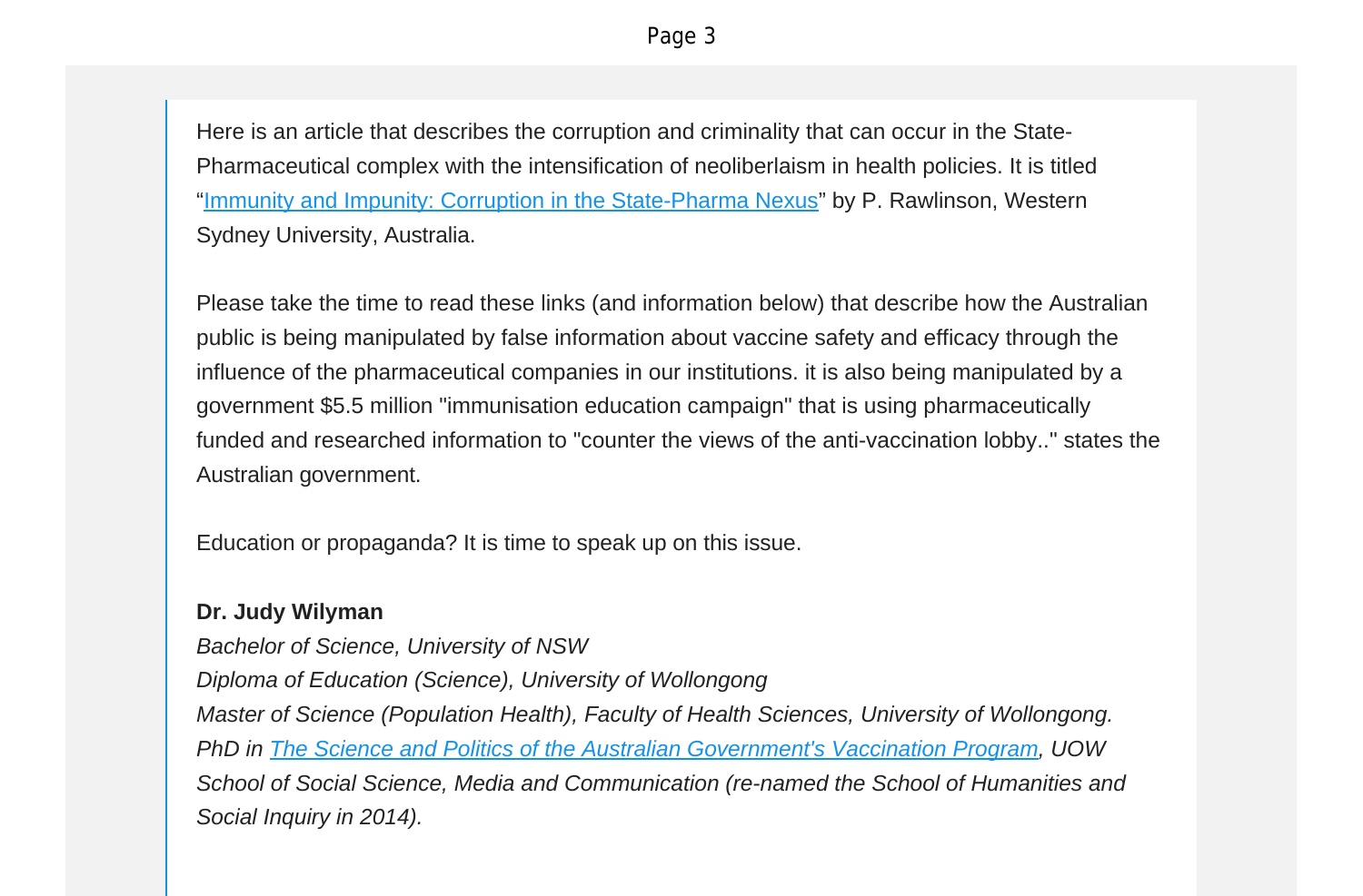Here is an article that describes the corruption and criminality that can occur in the State-Pharmaceutical complex with the intensification of neoliberlaism in health policies. It is titled "Immunity and Impunity: Corruption in the State-Pharma Nexus" by P. Rawlinson, Western Sydney University, Australia.

Please take the time to read these links (and information below) that describe how the Australian public is being manipulated by false information about vaccine safety and efficacy through the influence of the pharmaceutical companies in our institutions. it is also being manipulated by a government $5.5 million "immunisation education campaign" that is using pharmaceutically funded and researched information to "counter the views of the anti-vaccination lobby.." states the Australian government.

Education or propaganda? It is time to speak up on this issue.

**Dr. Judy Wilyman**
*Bachelor of Science, University of NSW*
*Diploma of Education (Science), University of Wollongong*
*Master of Science (Population Health), Faculty of Health Sciences, University of Wollongong.*
*PhD in The Science and Politics of the Australian Government's Vaccination Program, UOW School of Social Science, Media and Communication (re-named the School of Humanities and Social Inquiry in 2014).*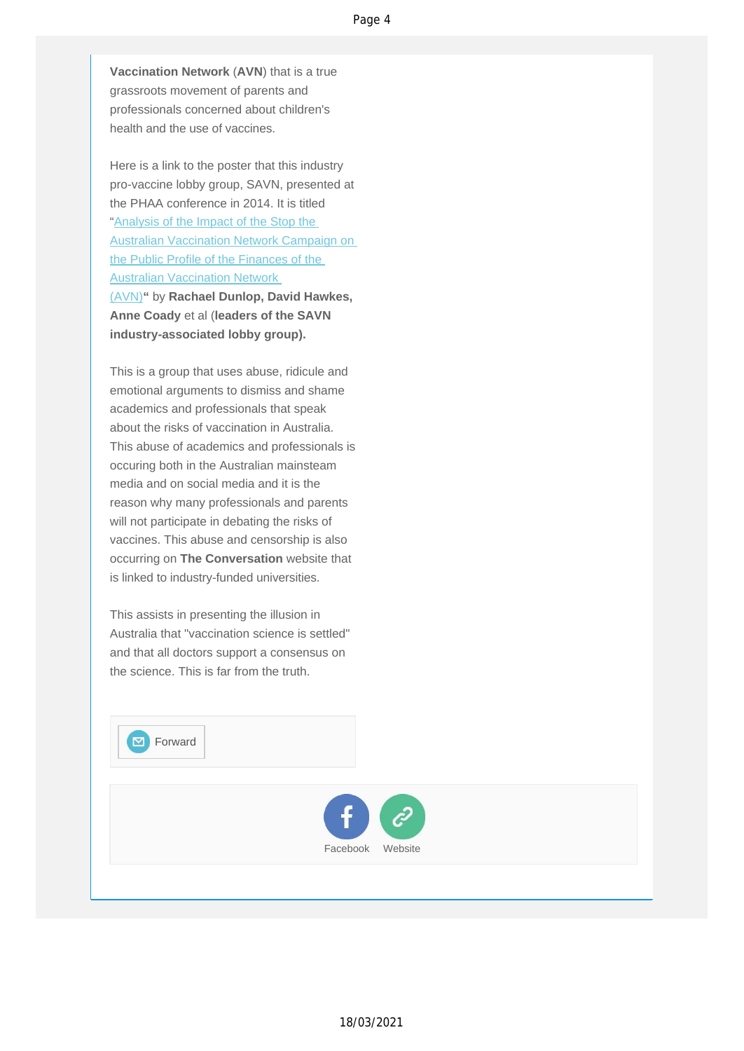**Vaccination Network** (**AVN**) that is a true grassroots movement of parents and professionals concerned about children's health and the use of vaccines.

Here is a link to the poster that this industry pro-vaccine lobby group, SAVN, presented at the PHAA conference in 2014. It is titled "Analysis of the Impact of the Stop the Australian Vaccination Network Campaign on the Public Profile of the Finances of the Australian Vaccination Network (AVN)**"** by **Rachael Dunlop, David Hawkes, Anne Coady** et al (**leaders of the SAVN industry-associated lobby group).**

This is a group that uses abuse, ridicule and emotional arguments to dismiss and shame academics and professionals that speak about the risks of vaccination in Australia. This abuse of academics and professionals is occuring both in the Australian mainsteam media and on social media and it is the reason why many professionals and parents will not participate in debating the risks of vaccines. This abuse and censorship is also occurring on **The Conversation** website that is linked to industry-funded universities.

This assists in presenting the illusion in Australia that "vaccination science is settled" and that all doctors support a consensus on the science. This is far from the truth.

Forward

Facebook Website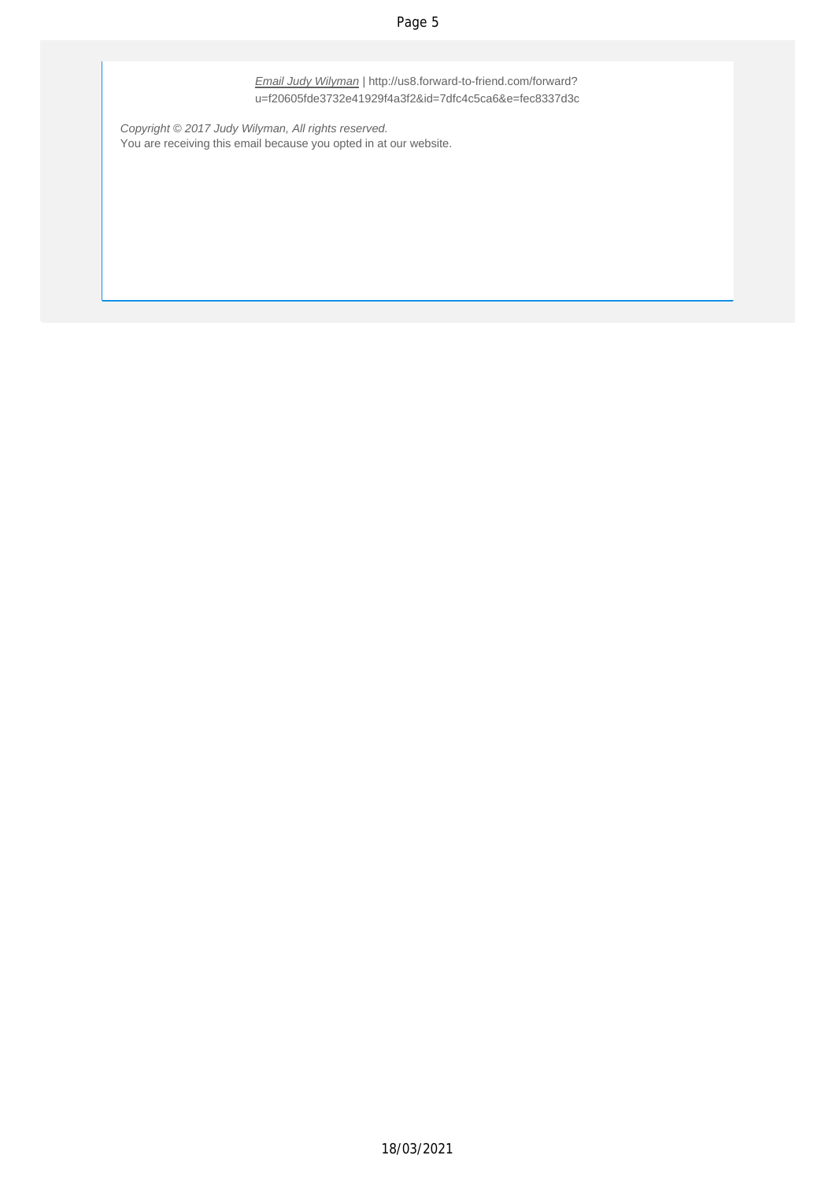*Email Judy Wilyman* | http://us8.forward-to-friend.com/forward?u=f20605fde3732e41929f4a3f2&id=7dfc4c5ca6&e=fec8337d3c

*Copyright © 2017 Judy Wilyman, All rights reserved.*
You are receiving this email because you opted in at our website.